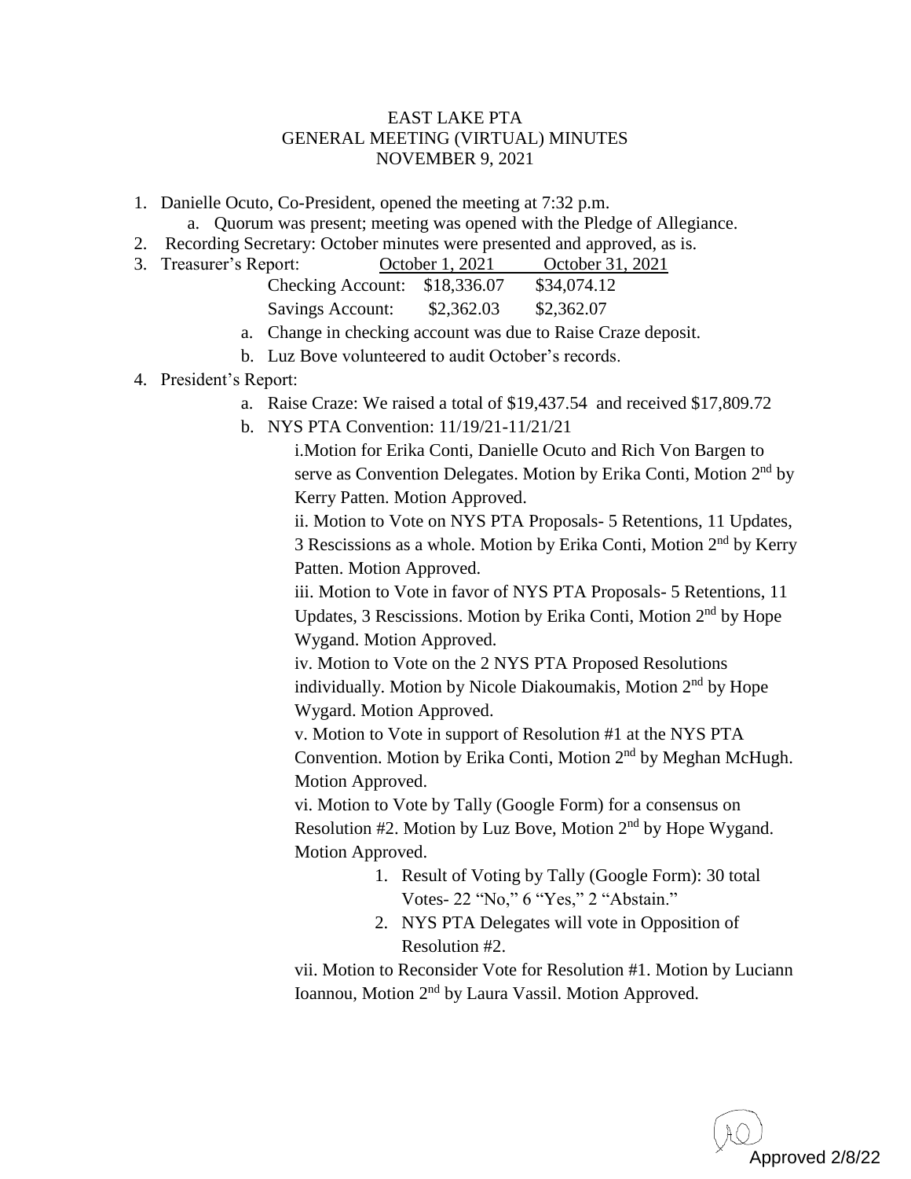EAST LAKE PTA
GENERAL MEETING (VIRTUAL) MINUTES
NOVEMBER 9, 2021

1. Danielle Ocuto, Co-President, opened the meeting at 7:32 p.m.
   a. Quorum was present; meeting was opened with the Pledge of Allegiance.
2. Recording Secretary: October minutes were presented and approved, as is.
3. Treasurer's Report:

| | October 1, 2021 | October 31, 2021 |
|---|---|---|
| Checking Account: | $18,336.07 | $34,074.12 |
| Savings Account: | $2,362.03 | $2,362.07 |

   a. Change in checking account was due to Raise Craze deposit.
   b. Luz Bove volunteered to audit October's records.
4. President's Report:
   a. Raise Craze: We raised a total of $19,437.54 and received $17,809.72
   b. NYS PTA Convention: 11/19/21-11/21/21

      i. Motion for Erika Conti, Danielle Ocuto and Rich Von Bargen to serve as Convention Delegates. Motion by Erika Conti, Motion 2nd by Kerry Patten. Motion Approved.

      ii. Motion to Vote on NYS PTA Proposals- 5 Retentions, 11 Updates, 3 Rescissions as a whole. Motion by Erika Conti, Motion 2nd by Kerry Patten. Motion Approved.

      iii. Motion to Vote in favor of NYS PTA Proposals- 5 Retentions, 11 Updates, 3 Rescissions. Motion by Erika Conti, Motion 2nd by Hope Wygand. Motion Approved.

      iv. Motion to Vote on the 2 NYS PTA Proposed Resolutions individually. Motion by Nicole Diakoumakis, Motion 2nd by Hope Wygard. Motion Approved.

      v. Motion to Vote in support of Resolution #1 at the NYS PTA Convention. Motion by Erika Conti, Motion 2nd by Meghan McHugh. Motion Approved.

      vi. Motion to Vote by Tally (Google Form) for a consensus on Resolution #2. Motion by Luz Bove, Motion 2nd by Hope Wygand. Motion Approved.

         1. Result of Voting by Tally (Google Form): 30 total Votes- 22 "No," 6 "Yes," 2 "Abstain."
         2. NYS PTA Delegates will vote in Opposition of Resolution #2.

      vii. Motion to Reconsider Vote for Resolution #1. Motion by Luciann Ioannou, Motion 2nd by Laura Vassil. Motion Approved.

Approved 2/8/22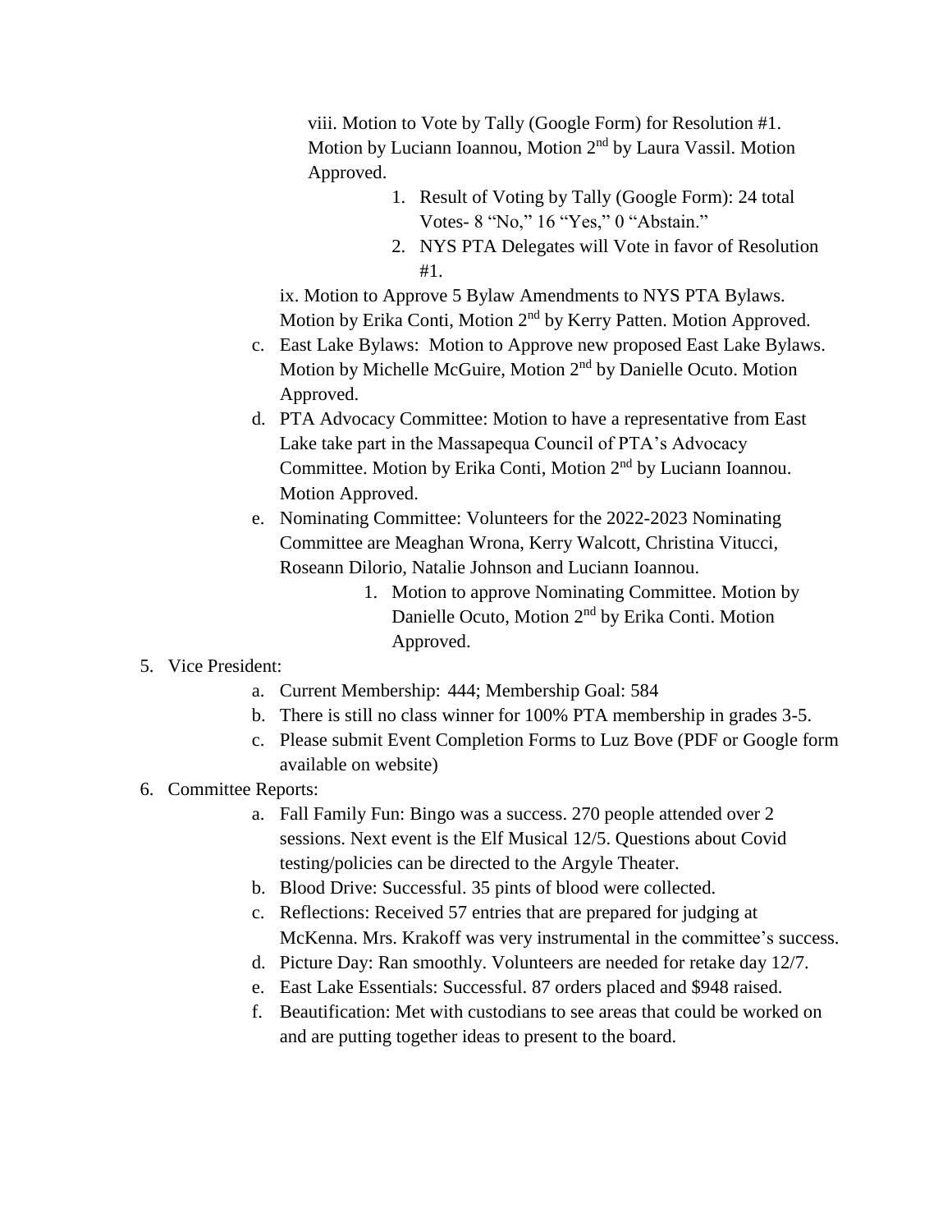viii. Motion to Vote by Tally (Google Form) for Resolution #1. Motion by Luciann Ioannou, Motion 2nd by Laura Vassil. Motion Approved.

1. Result of Voting by Tally (Google Form): 24 total Votes- 8 "No," 16 "Yes," 0 "Abstain."
2. NYS PTA Delegates will Vote in favor of Resolution #1.

ix. Motion to Approve 5 Bylaw Amendments to NYS PTA Bylaws. Motion by Erika Conti, Motion 2nd by Kerry Patten. Motion Approved.

c. East Lake Bylaws: Motion to Approve new proposed East Lake Bylaws. Motion by Michelle McGuire, Motion 2nd by Danielle Ocuto. Motion Approved.

d. PTA Advocacy Committee: Motion to have a representative from East Lake take part in the Massapequa Council of PTA's Advocacy Committee. Motion by Erika Conti, Motion 2nd by Luciann Ioannou. Motion Approved.

e. Nominating Committee: Volunteers for the 2022-2023 Nominating Committee are Meaghan Wrona, Kerry Walcott, Christina Vitucci, Roseann Dilorio, Natalie Johnson and Luciann Ioannou.

   1. Motion to approve Nominating Committee. Motion by Danielle Ocuto, Motion 2nd by Erika Conti. Motion Approved.

5. Vice President:
   a. Current Membership: 444; Membership Goal: 584
   b. There is still no class winner for 100% PTA membership in grades 3-5.
   c. Please submit Event Completion Forms to Luz Bove (PDF or Google form available on website)
6. Committee Reports:
   a. Fall Family Fun: Bingo was a success. 270 people attended over 2 sessions. Next event is the Elf Musical 12/5. Questions about Covid testing/policies can be directed to the Argyle Theater.
   b. Blood Drive: Successful. 35 pints of blood were collected.
   c. Reflections: Received 57 entries that are prepared for judging at McKenna. Mrs. Krakoff was very instrumental in the committee's success.
   d. Picture Day: Ran smoothly. Volunteers are needed for retake day 12/7.
   e. East Lake Essentials: Successful. 87 orders placed and $948 raised.
   f. Beautification: Met with custodians to see areas that could be worked on and are putting together ideas to present to the board.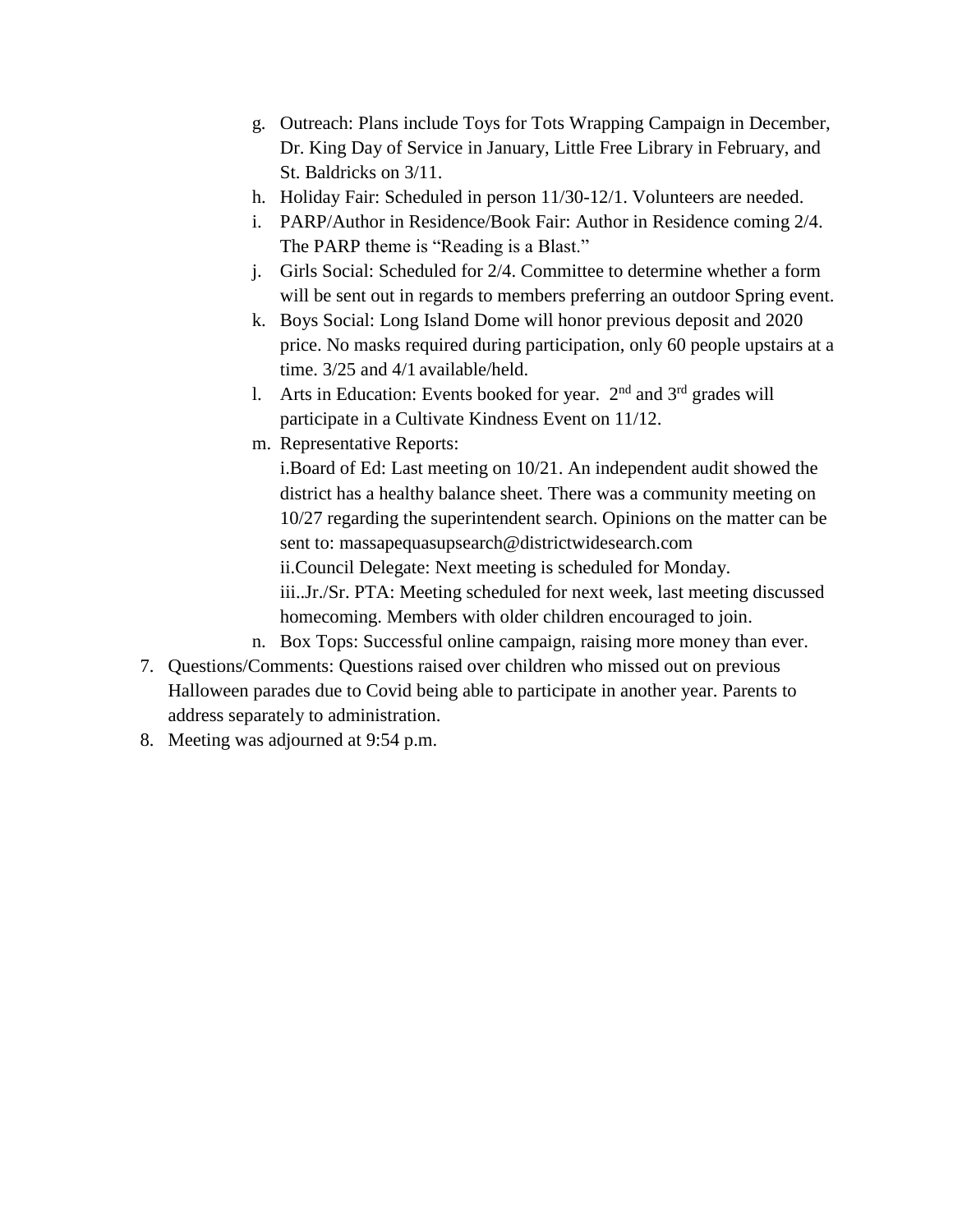g. Outreach: Plans include Toys for Tots Wrapping Campaign in December, Dr. King Day of Service in January, Little Free Library in February, and St. Baldricks on 3/11.
   h. Holiday Fair: Scheduled in person 11/30-12/1. Volunteers are needed.
   i. PARP/Author in Residence/Book Fair: Author in Residence coming 2/4. The PARP theme is "Reading is a Blast."
   j. Girls Social: Scheduled for 2/4. Committee to determine whether a form will be sent out in regards to members preferring an outdoor Spring event.
   k. Boys Social: Long Island Dome will honor previous deposit and 2020 price. No masks required during participation, only 60 people upstairs at a time. 3/25 and 4/1 available/held.
   l. Arts in Education: Events booked for year. 2nd and 3rd grades will participate in a Cultivate Kindness Event on 11/12.
   m. Representative Reports:
      i.Board of Ed: Last meeting on 10/21. An independent audit showed the district has a healthy balance sheet. There was a community meeting on 10/27 regarding the superintendent search. Opinions on the matter can be sent to: massapequasupsearch@districtwidesearch.com
      ii.Council Delegate: Next meeting is scheduled for Monday.
      iii..Jr./Sr. PTA: Meeting scheduled for next week, last meeting discussed homecoming. Members with older children encouraged to join.
   n. Box Tops: Successful online campaign, raising more money than ever.
7. Questions/Comments: Questions raised over children who missed out on previous Halloween parades due to Covid being able to participate in another year. Parents to address separately to administration.
8. Meeting was adjourned at 9:54 p.m.